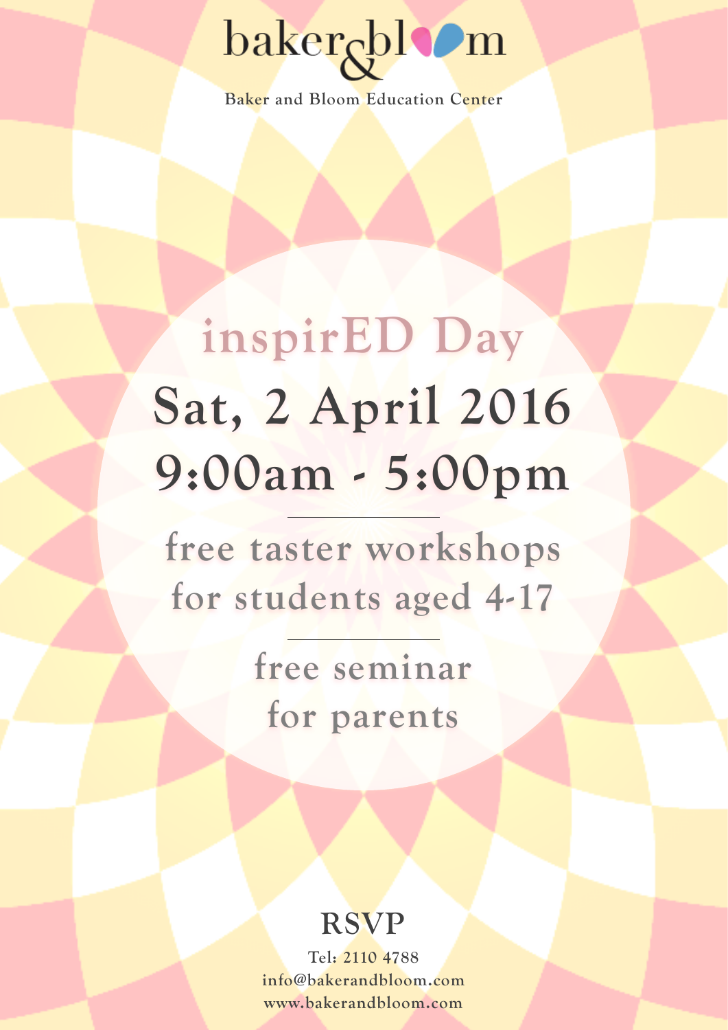baker & bloom

Baker and Bloom Education Center

# inspirED Day

## Sat, 2 April 2016
## 9:00am - 5:00pm

---

free taster workshops
for students aged 4-17

---

free seminar
for parents

## RSVP

Tel: 2110 4788
info@bakerandbloom.com
www.bakerandbloom.com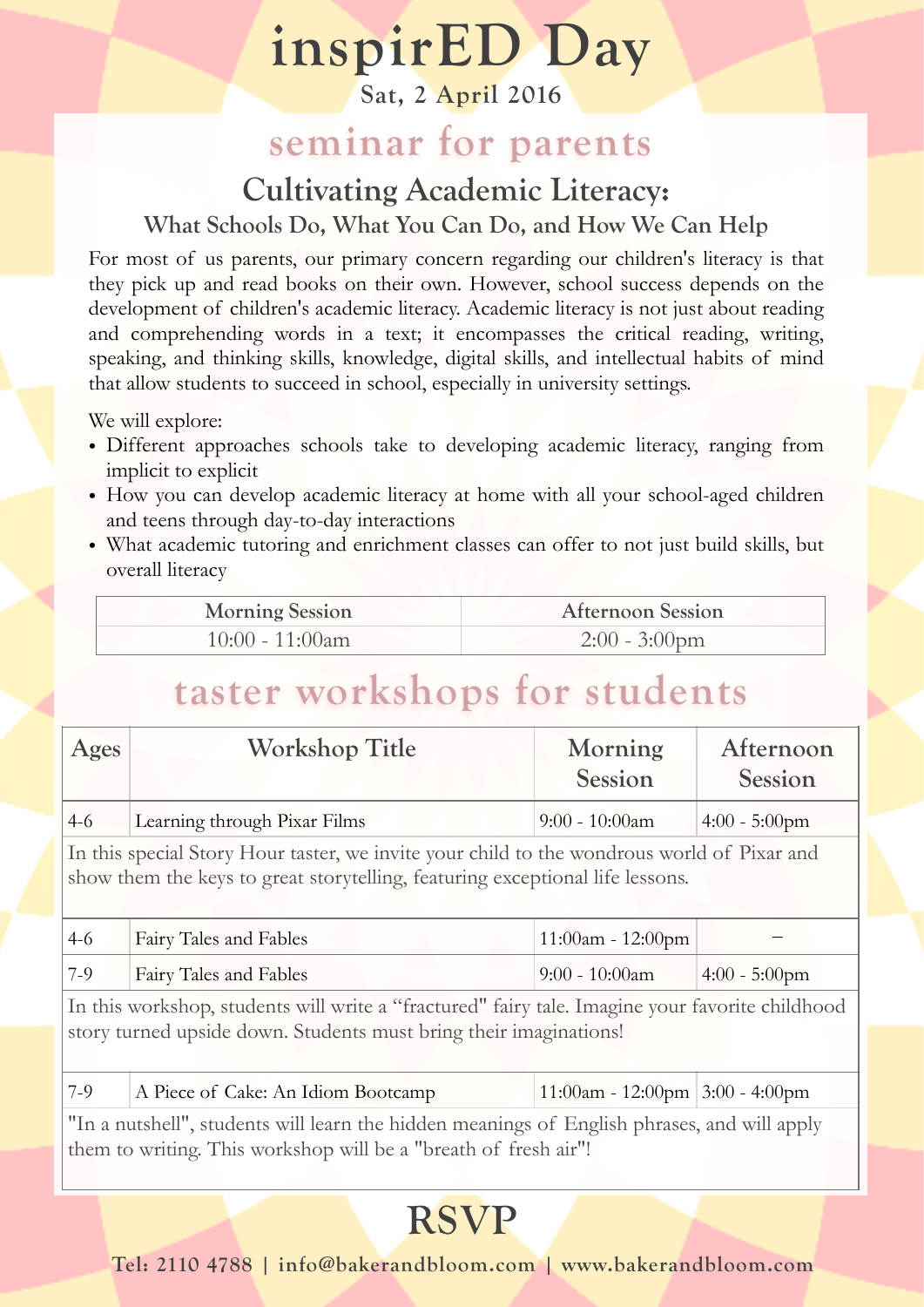# inspirED Day

**Sat, 2 April 2016**

## seminar for parents

### Cultivating Academic Literacy:

**What Schools Do, What You Can Do, and How We Can Help**

For most of us parents, our primary concern regarding our children's literacy is that they pick up and read books on their own. However, school success depends on the development of children's academic literacy. Academic literacy is not just about reading and comprehending words in a text; it encompasses the critical reading, writing, speaking, and thinking skills, knowledge, digital skills, and intellectual habits of mind that allow students to succeed in school, especially in university settings.

We will explore:

- Different approaches schools take to developing academic literacy, ranging from implicit to explicit
- How you can develop academic literacy at home with all your school-aged children and teens through day-to-day interactions
- What academic tutoring and enrichment classes can offer to not just build skills, but overall literacy

| Morning Session | Afternoon Session |
|---|---|
| 10:00 - 11:00am | 2:00 - 3:00pm |

## taster workshops for students

| Ages | Workshop Title | Morning Session | Afternoon Session |
|---|---|---|---|
| 4-6 | Learning through Pixar Films | 9:00 - 10:00am | 4:00 - 5:00pm |
| In this special Story Hour taster, we invite your child to the wondrous world of Pixar and show them the keys to great storytelling, featuring exceptional life lessons. | | | |
| 4-6 | Fairy Tales and Fables | 11:00am - 12:00pm | – |
| 7-9 | Fairy Tales and Fables | 9:00 - 10:00am | 4:00 - 5:00pm |
| In this workshop, students will write a "fractured" fairy tale. Imagine your favorite childhood story turned upside down. Students must bring their imaginations! | | | |
| 7-9 | A Piece of Cake: An Idiom Bootcamp | 11:00am - 12:00pm | 3:00 - 4:00pm |
| "In a nutshell", students will learn the hidden meanings of English phrases, and will apply them to writing. This workshop will be a "breath of fresh air"! | | | |

## RSVP

**Tel: 2110 4788 | info@bakerandbloom.com | www.bakerandbloom.com**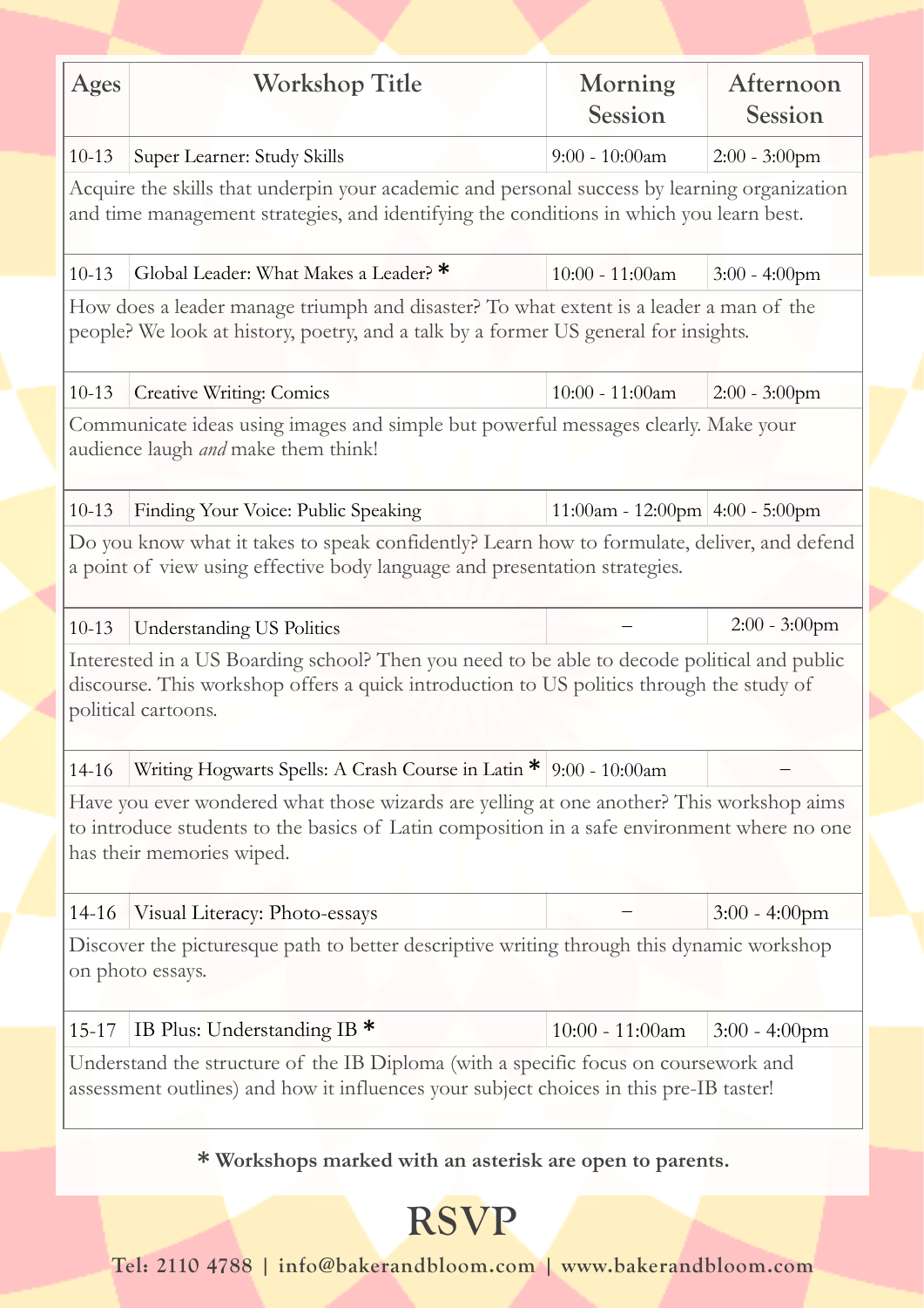| Ages | Workshop Title | Morning Session | Afternoon Session |
|---|---|---|---|
| 10-13 | Super Learner: Study Skills | 9:00 - 10:00am | 2:00 - 3:00pm |
| Acquire the skills that underpin your academic and personal success by learning organization and time management strategies, and identifying the conditions in which you learn best. | | | |
| 10-13 | Global Leader: What Makes a Leader? * | 10:00 - 11:00am | 3:00 - 4:00pm |
| How does a leader manage triumph and disaster? To what extent is a leader a man of the people? We look at history, poetry, and a talk by a former US general for insights. | | | |
| 10-13 | Creative Writing: Comics | 10:00 - 11:00am | 2:00 - 3:00pm |
| Communicate ideas using images and simple but powerful messages clearly. Make your audience laugh *and* make them think! | | | |
| 10-13 | Finding Your Voice: Public Speaking | 11:00am - 12:00pm | 4:00 - 5:00pm |
| Do you know what it takes to speak confidently? Learn how to formulate, deliver, and defend a point of view using effective body language and presentation strategies. | | | |
| 10-13 | Understanding US Politics | – | 2:00 - 3:00pm |
| Interested in a US Boarding school? Then you need to be able to decode political and public discourse. This workshop offers a quick introduction to US politics through the study of political cartoons. | | | |
| 14-16 | Writing Hogwarts Spells: A Crash Course in Latin * | 9:00 - 10:00am | – |
| Have you ever wondered what those wizards are yelling at one another? This workshop aims to introduce students to the basics of Latin composition in a safe environment where no one has their memories wiped. | | | |
| 14-16 | Visual Literacy: Photo-essays | – | 3:00 - 4:00pm |
| Discover the picturesque path to better descriptive writing through this dynamic workshop on photo essays. | | | |
| 15-17 | IB Plus: Understanding IB * | 10:00 - 11:00am | 3:00 - 4:00pm |
| Understand the structure of the IB Diploma (with a specific focus on coursework and assessment outlines) and how it influences your subject choices in this pre-IB taster! | | | |

**\* Workshops marked with an asterisk are open to parents.**

# RSVP

**Tel: 2110 4788 | info@bakerandbloom.com | www.bakerandbloom.com**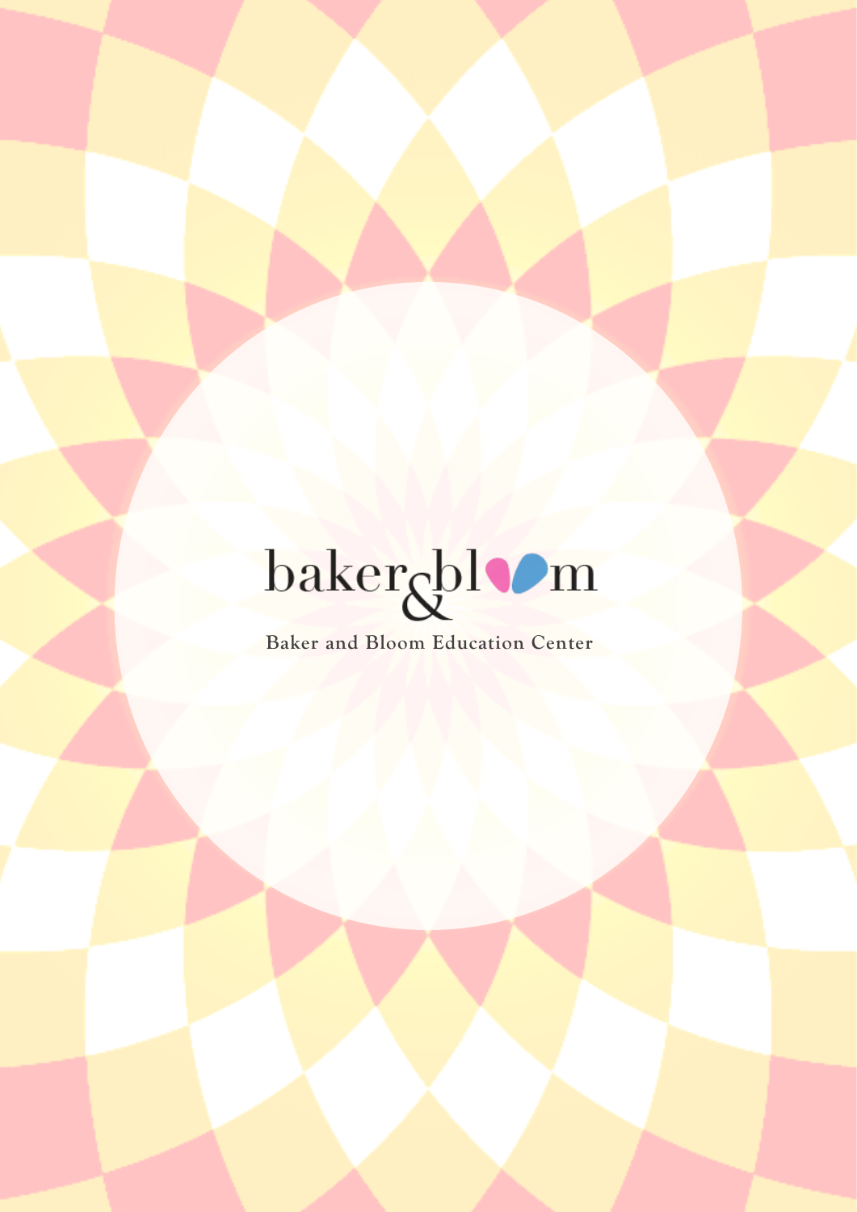baker&bloom

Baker and Bloom Education Center